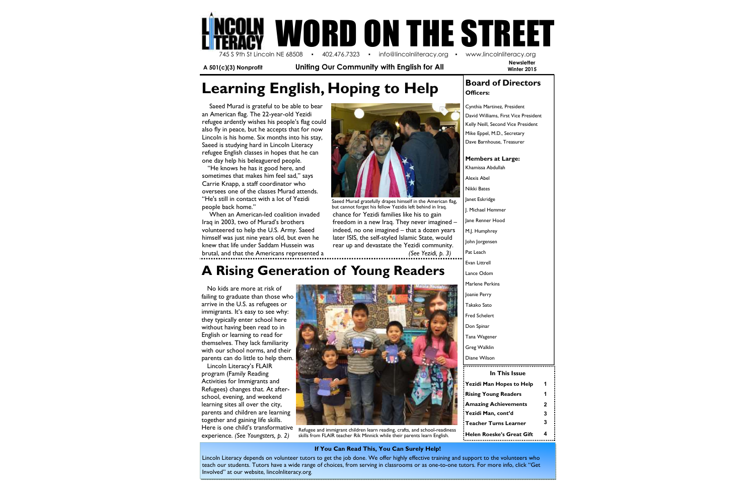# LINCOLN LITERACY WORD ON THE STREET

745 S 9th St Lincoln NE 68508 • 402.476.7323 • info@lincolnliteracy.org • www.lincolnliteracy.org

**A 501(c)(3) Nonprofit** **Uniting Our Community with English for All** **Newsletter Winter 2015**

## Learning English, Hoping to Help

Saeed Murad is grateful to be able to bear an American flag. The 22-year-old Yezidi refugee ardently wishes his people's flag could also fly in peace, but he accepts that for now Lincoln is his home. Six months into his stay, Saeed is studying hard in Lincoln Literacy refugee English classes in hopes that he can one day help his beleaguered people.

"He knows he has it good here, and sometimes that makes him feel sad," says Carrie Knapp, a staff coordinator who oversees one of the classes Murad attends. "He's still in contact with a lot of Yezidi people back home."

When an American-led coalition invaded Iraq in 2003, two of Murad's brothers volunteered to help the U.S. Army. Saeed himself was just nine years old, but even he knew that life under Saddam Hussein was brutal, and that the Americans represented a chance for Yezidi families like his to gain freedom in a new Iraq. They never imagined – indeed, no one imagined – that a dozen years later ISIS, the self-styled Islamic State, would rear up and devastate the Yezidi community. *(See Yezidi, p. 3)*

Saeed Murad gratefully drapes himself in the American flag, but cannot forget his fellow Yezidis left behind in Iraq.

## A Rising Generation of Young Readers

No kids are more at risk of failing to graduate than those who arrive in the U.S. as refugees or immigrants. It's easy to see why: they typically enter school here without having been read to in English or learning to read for themselves. They lack familiarity with our school norms, and their parents can do little to help them.

Lincoln Literacy's FLAIR program (Family Reading Activities for Immigrants and Refugees) changes that. At after-school, evening, and weekend learning sites all over the city, parents and children are learning together and gaining life skills. Here is one child's transformative experience. *(See Youngsters, p. 2)*

Refugee and immigrant children learn reading, crafts, and school-readiness skills from FLAIR teacher Rik Minnick while their parents learn English.

## Board of Directors

**Officers:**

- Cynthia Martinez, President
- David Williams, First Vice President
- Kelly Neill, Second Vice President
- Mike Eppel, M.D., Secretary
- Dave Barnhouse, Treasurer

**Members at Large:**

- Khamissa Abdullah
- Alexis Abel
- Nikki Bates
- Janet Eskridge
- J. Michael Hemmer
- Jane Renner Hood
- M.J. Humphrey
- John Jorgensen
- Pat Leach
- Evan Littrell
- Lance Odom
- Marlene Perkins
- Joanie Perry
- Takako Sato
- Fred Schelert
- Don Spinar
- Tana Wagener
- Greg Walklin
- Diane Wilson

### In This Issue

| | |
|---|---|
| **Yezidi Man Hopes to Help** | 1 |
| **Rising Young Readers** | 1 |
| **Amazing Achievements** | 2 |
| **Yezidi Man, cont'd** | 3 |
| **Teacher Turns Learner** | 3 |
| **Helen Roeske's Great Gift** | 4 |

**If You Can Read This, You Can Surely Help!**

Lincoln Literacy depends on volunteer tutors to get the job done. We offer highly effective training and support to the volunteers who teach our students. Tutors have a wide range of choices, from serving in classrooms or as one-to-one tutors. For more info, click "Get Involved" at our website, lincolnliteracy.org.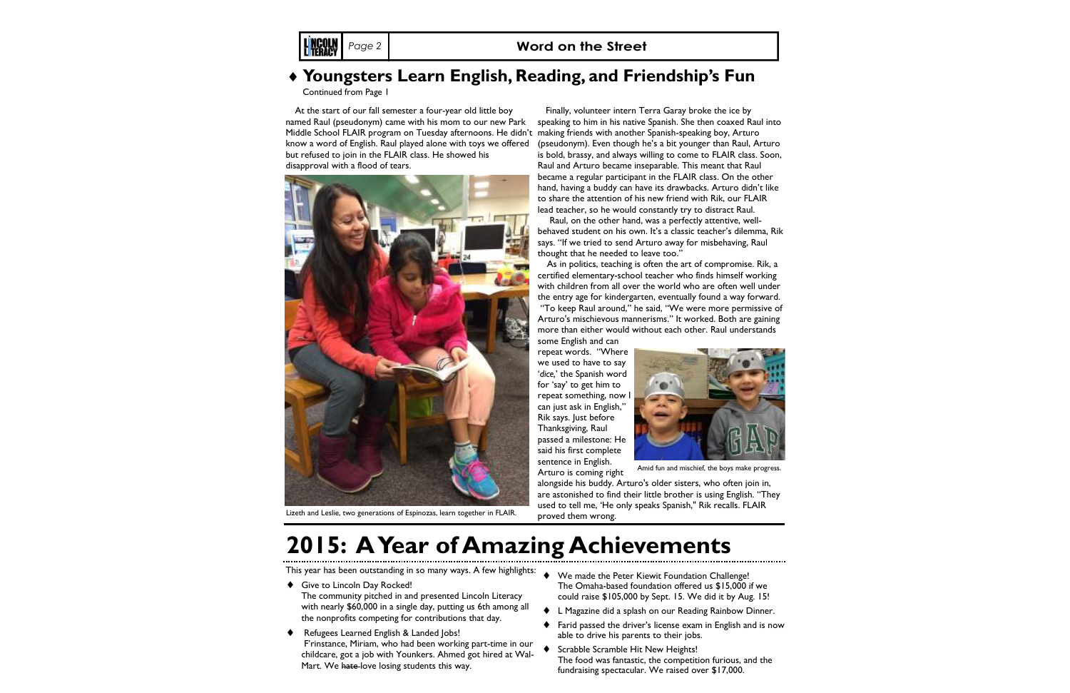## ♦ Youngsters Learn English, Reading, and Friendship's Fun

Continued from Page 1

At the start of our fall semester a four-year old little boy named Raul (pseudonym) came with his mom to our new Park Middle School FLAIR program on Tuesday afternoons. He didn't know a word of English. Raul played alone with toys we offered but refused to join in the FLAIR class. He showed his disapproval with a flood of tears.

Lizeth and Leslie, two generations of Espinozas, learn together in FLAIR.

Finally, volunteer intern Terra Garay broke the ice by speaking to him in his native Spanish. She then coaxed Raul into making friends with another Spanish-speaking boy, Arturo (pseudonym). Even though he's a bit younger than Raul, Arturo is bold, brassy, and always willing to come to FLAIR class. Soon, Raul and Arturo became inseparable. This meant that Raul became a regular participant in the FLAIR class. On the other hand, having a buddy can have its drawbacks. Arturo didn't like to share the attention of his new friend with Rik, our FLAIR lead teacher, so he would constantly try to distract Raul.

Raul, on the other hand, was a perfectly attentive, well-behaved student on his own. It's a classic teacher's dilemma, Rik says. "If we tried to send Arturo away for misbehaving, Raul thought that he needed to leave too."

As in politics, teaching is often the art of compromise. Rik, a certified elementary-school teacher who finds himself working with children from all over the world who are often well under the entry age for kindergarten, eventually found a way forward. "To keep Raul around," he said, "We were more permissive of Arturo's mischievous mannerisms." It worked. Both are gaining more than either would without each other. Raul understands some English and can repeat words. "Where we used to have to say '*dice*,' the Spanish word for 'say' to get him to repeat something, now I can just ask in English," Rik says. Just before Thanksgiving, Raul passed a milestone: He said his first complete sentence in English. Arturo is coming right alongside his buddy. Arturo's older sisters, who often join in, are astonished to find their little brother is using English. "They used to tell me, 'He only speaks Spanish," Rik recalls. FLAIR proved them wrong.

Amid fun and mischief, the boys make progress.

# 2015: A Year of Amazing Achievements

This year has been outstanding in so many ways. A few highlights:

- Give to Lincoln Day Rocked!
  The community pitched in and presented Lincoln Literacy with nearly $60,000 in a single day, putting us 6th among all the nonprofits competing for contributions that day.
- Refugees Learned English & Landed Jobs!
  F'rinstance, Miriam, who had been working part-time in our childcare, got a job with Younkers. Ahmed got hired at Wal-Mart. We ~~hate~~ love losing students this way.
- We made the Peter Kiewit Foundation Challenge!
  The Omaha-based foundation offered us $15,000 if we could raise $105,000 by Sept. 15. We did it by Aug. 15!
- L Magazine did a splash on our Reading Rainbow Dinner.
- Farid passed the driver's license exam in English and is now able to drive his parents to their jobs.
- Scrabble Scramble Hit New Heights!
  The food was fantastic, the competition furious, and the fundraising spectacular. We raised over $17,000.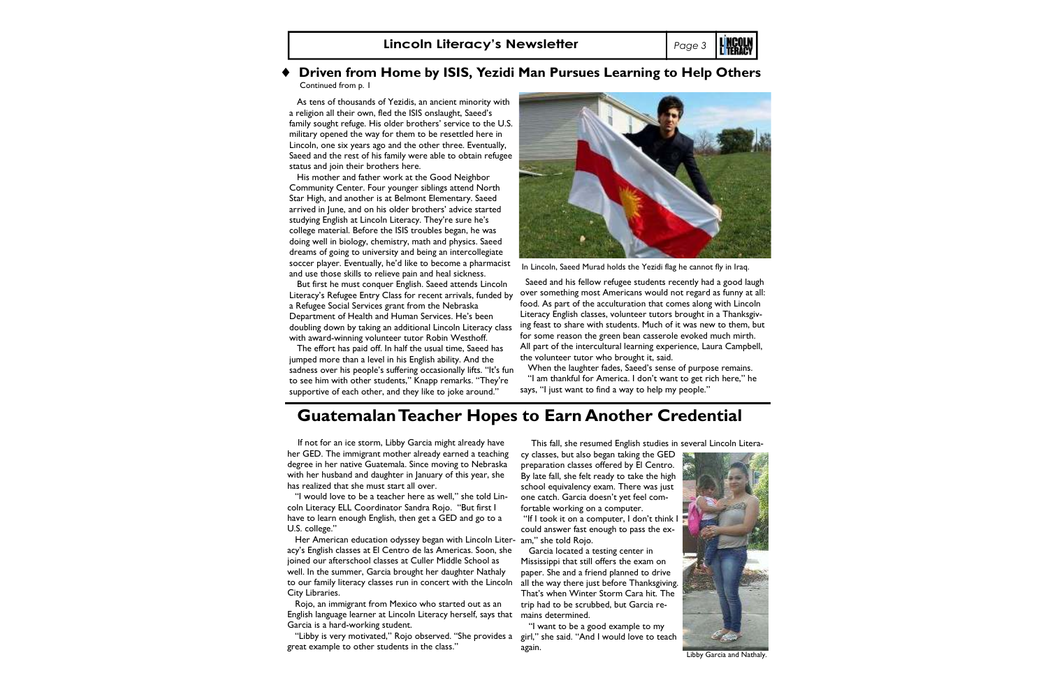## ♦ Driven from Home by ISIS, Yezidi Man Pursues Learning to Help Others

Continued from p. 1

As tens of thousands of Yezidis, an ancient minority with a religion all their own, fled the ISIS onslaught, Saeed's family sought refuge. His older brothers' service to the U.S. military opened the way for them to be resettled here in Lincoln, one six years ago and the other three. Eventually, Saeed and the rest of his family were able to obtain refugee status and join their brothers here.

His mother and father work at the Good Neighbor Community Center. Four younger siblings attend North Star High, and another is at Belmont Elementary. Saeed arrived in June, and on his older brothers' advice started studying English at Lincoln Literacy. They're sure he's college material. Before the ISIS troubles began, he was doing well in biology, chemistry, math and physics. Saeed dreams of going to university and being an intercollegiate soccer player. Eventually, he'd like to become a pharmacist and use those skills to relieve pain and heal sickness.

But first he must conquer English. Saeed attends Lincoln Literacy's Refugee Entry Class for recent arrivals, funded by a Refugee Social Services grant from the Nebraska Department of Health and Human Services. He's been doubling down by taking an additional Lincoln Literacy class with award-winning volunteer tutor Robin Westhoff.

The effort has paid off. In half the usual time, Saeed has jumped more than a level in his English ability. And the sadness over his people's suffering occasionally lifts. "It's fun to see him with other students," Knapp remarks. "They're supportive of each other, and they like to joke around."

In Lincoln, Saeed Murad holds the Yezidi flag he cannot fly in Iraq.

Saeed and his fellow refugee students recently had a good laugh over something most Americans would not regard as funny at all: food. As part of the acculturation that comes along with Lincoln Literacy English classes, volunteer tutors brought in a Thanksgiving feast to share with students. Much of it was new to them, but for some reason the green bean casserole evoked much mirth. All part of the intercultural learning experience, Laura Campbell, the volunteer tutor who brought it, said.

When the laughter fades, Saeed's sense of purpose remains.

"I am thankful for America. I don't want to get rich here," he says, "I just want to find a way to help my people."

## Guatemalan Teacher Hopes to Earn Another Credential

If not for an ice storm, Libby Garcia might already have her GED. The immigrant mother already earned a teaching degree in her native Guatemala. Since moving to Nebraska with her husband and daughter in January of this year, she has realized that she must start all over.

"I would love to be a teacher here as well," she told Lincoln Literacy ELL Coordinator Sandra Rojo. "But first I have to learn enough English, then get a GED and go to a U.S. college."

Her American education odyssey began with Lincoln Literacy's English classes at El Centro de las Americas. Soon, she joined our afterschool classes at Culler Middle School as well. In the summer, Garcia brought her daughter Nathaly to our family literacy classes run in concert with the Lincoln City Libraries.

Rojo, an immigrant from Mexico who started out as an English language learner at Lincoln Literacy herself, says that Garcia is a hard-working student.

"Libby is very motivated," Rojo observed. "She provides a great example to other students in the class."

This fall, she resumed English studies in several Lincoln Literacy classes, but also began taking the GED preparation classes offered by El Centro. By late fall, she felt ready to take the high school equivalency exam. There was just one catch. Garcia doesn't yet feel comfortable working on a computer.

"If I took it on a computer, I don't think I could answer fast enough to pass the exam," she told Rojo.

Garcia located a testing center in Mississippi that still offers the exam on paper. She and a friend planned to drive all the way there just before Thanksgiving. That's when Winter Storm Cara hit. The trip had to be scrubbed, but Garcia remains determined.

"I want to be a good example to my girl," she said. "And I would love to teach again.

Libby Garcia and Nathaly.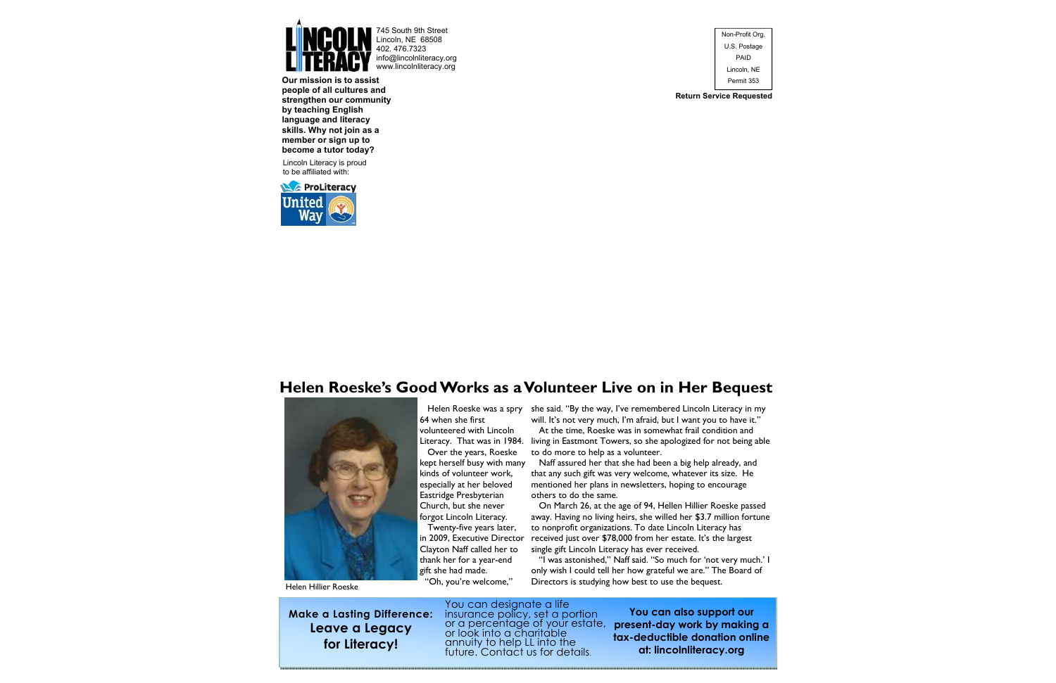745 South 9th Street
Lincoln, NE 68508
402. 476.7323
info@lincolnliteracy.org
www.lincolnliteracy.org

**Our mission is to assist people of all cultures and strengthen our community by teaching English language and literacy skills. Why not join as a member or sign up to become a tutor today?**

Lincoln Literacy is proud to be affiliated with:

Non-Profit Org.
U.S. Postage
PAID
Lincoln, NE
Permit 353

**Return Service Requested**

## Helen Roeske's Good Works as a Volunteer Live on in Her Bequest

Helen Hillier Roeske

Helen Roeske was a spry 64 when she first volunteered with Lincoln Literacy. That was in 1984.

Over the years, Roeske kept herself busy with many kinds of volunteer work, especially at her beloved Eastridge Presbyterian Church, but she never forgot Lincoln Literacy.

Twenty-five years later, in 2009, Executive Director Clayton Naff called her to thank her for a year-end gift she had made.

"Oh, you're welcome," she said. "By the way, I've remembered Lincoln Literacy in my will. It's not very much, I'm afraid, but I want you to have it."

At the time, Roeske was in somewhat frail condition and living in Eastmont Towers, so she apologized for not being able to do more to help as a volunteer.

Naff assured her that she had been a big help already, and that any such gift was very welcome, whatever its size. He mentioned her plans in newsletters, hoping to encourage others to do the same.

On March 26, at the age of 94, Hellen Hillier Roeske passed away. Having no living heirs, she willed her $3.7 million fortune to nonprofit organizations. To date Lincoln Literacy has received just over $78,000 from her estate. It's the largest single gift Lincoln Literacy has ever received.

"I was astonished," Naff said. "So much for 'not very much.' I only wish I could tell her how grateful we are." The Board of Directors is studying how best to use the bequest.

**Make a Lasting Difference: Leave a Legacy for Literacy!**

You can designate a life insurance policy, set a portion or a percentage of your estate, or look into a charitable annuity to help LL into the future. Contact us for details.

**You can also support our present-day work by making a tax-deductible donation online at: lincolnliteracy.org**